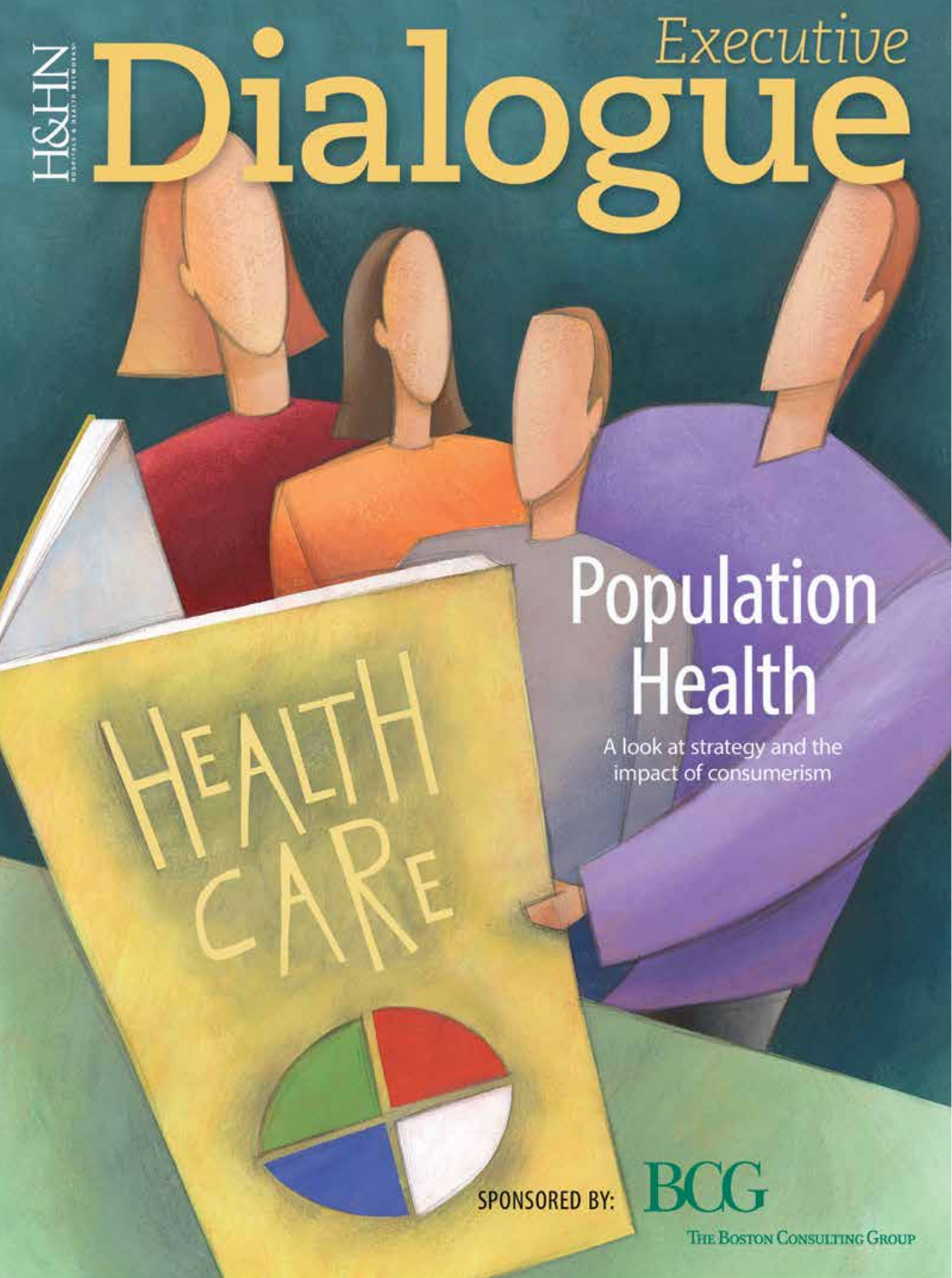H&HN

# Executive Dialogue

## Population Health

A look at strategy and the impact of consumerism

SPONSORED BY: BCG The Boston Consulting Group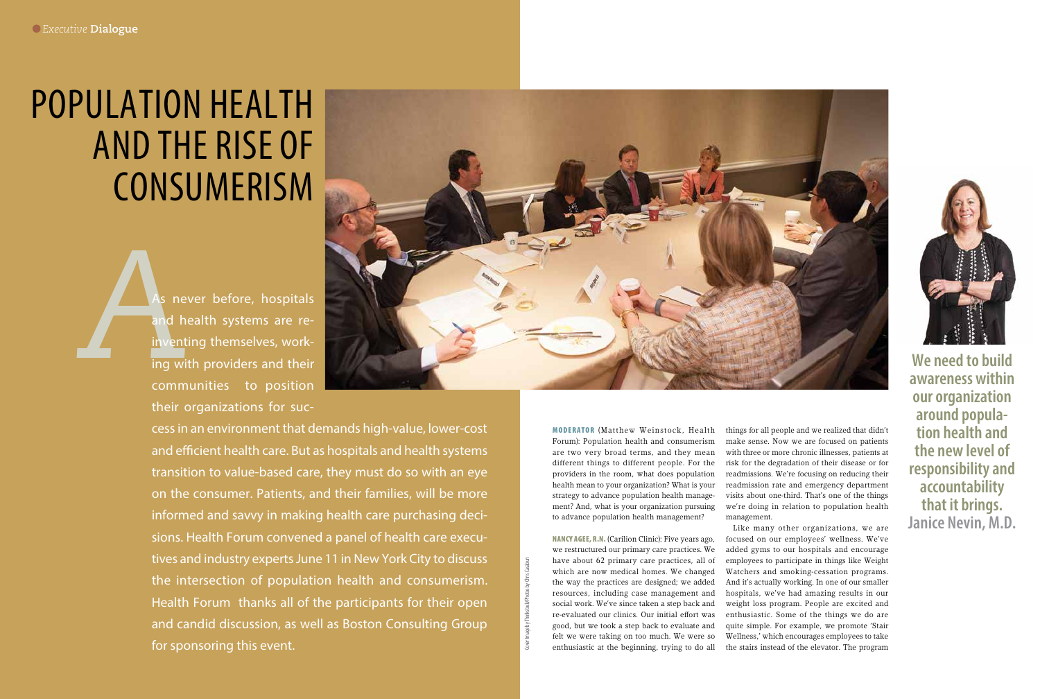# POPULATION HEALTH AND THE RISE OF CONSUMERISM

As never before, hospitals and health systems are reinventing themselves, working with providers and their communities to position their organizations for success in an environment that demands high-value, lower-cost and efficient health care. But as hospitals and health systems transition to value-based care, they must do so with an eye on the consumer. Patients, and their families, will be more informed and savvy in making health care purchasing decisions. Health Forum convened a panel of health care executives and industry experts June 11 in New York City to discuss the intersection of population health and consumerism. Health Forum thanks all of the participants for their open and candid discussion, as well as Boston Consulting Group for sponsoring this event.

Cover image by Thinkstock/Photos by Chris Casaburi

**MODERATOR** (Matthew Weinstock, Health Forum): Population health and consumerism are two very broad terms, and they mean different things to different people. For the providers in the room, what does population health mean to your organization? What is your strategy to advance population health management? And, what is your organization pursuing to advance population health management?

**NANCY AGEE, R.N.** (Carilion Clinic): Five years ago, we restructured our primary care practices. We have about 62 primary care practices, all of which are now medical homes. We changed the way the practices are designed; we added resources, including case management and social work. We've since taken a step back and re-evaluated our clinics. Our initial effort was good, but we took a step back to evaluate and felt we were taking on too much. We were so enthusiastic at the beginning, trying to do all things for all people and we realized that didn't make sense. Now we are focused on patients with three or more chronic illnesses, patients at risk for the degradation of their disease or for readmissions. We're focusing on reducing their readmission rate and emergency department visits about one-third. That's one of the things we're doing in relation to population health management.

Like many other organizations, we are focused on our employees' wellness. We've added gyms to our hospitals and encourage employees to participate in things like Weight Watchers and smoking-cessation programs. And it's actually working. In one of our smaller hospitals, we've had amazing results in our weight loss program. People are excited and enthusiastic. Some of the things we do are quite simple. For example, we promote 'Stair Wellness,' which encourages employees to take the stairs instead of the elevator. The program

> **We need to build awareness within our organization around population health and the new level of responsibility and accountability that it brings.**
> **Janice Nevin, M.D.**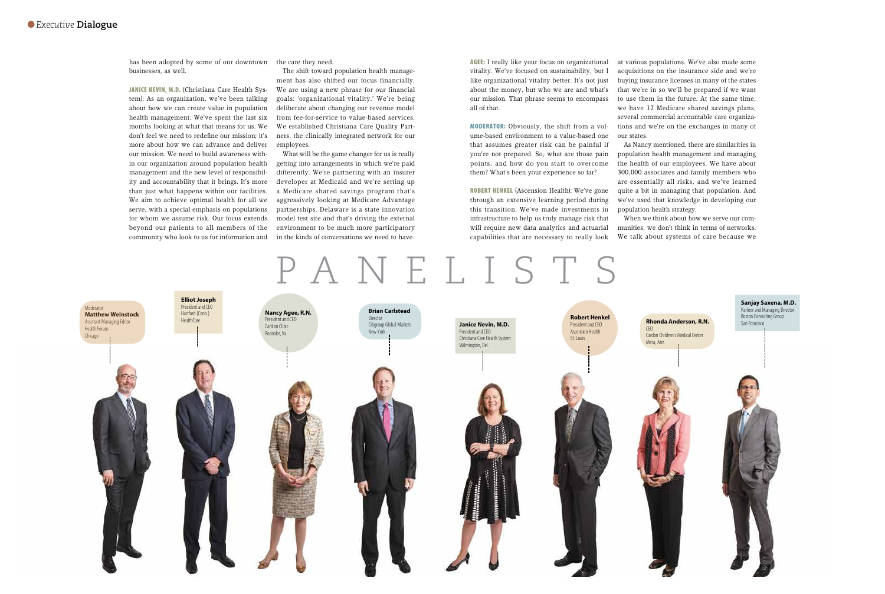has been adopted by some of our downtown businesses, as well.

**JANICE NEVIN, M.D.** (Christiana Care Health System): As an organization, we've been talking about how we can create value in population health management. We've spent the last six months looking at what that means for us. We don't feel we need to redefine our mission; it's more about how we can advance and deliver our mission. We need to build awareness within our organization around population health management and the new level of responsibility and accountability that it brings. It's more than just what happens within our facilities. We aim to achieve optimal health for all we serve, with a special emphasis on populations for whom we assume risk. Our focus extends beyond our patients to all members of the community who look to us for information and the care they need.

The shift toward population health management has also shifted our focus financially. We are using a new phrase for our financial goals: 'organizational vitality.' We're being deliberate about changing our revenue model from fee-for-service to value-based services. We established Christiana Care Quality Partners, the clinically integrated network for our employees.

What will be the game changer for us is really getting into arrangements in which we're paid differently. We're partnering with an insurer developer at Medicaid and we're setting up a Medicare shared savings program that's aggressively looking at Medicare Advantage partnerships. Delaware is a state innovation model test site and that's driving the external environment to be much more participatory in the kinds of conversations we need to have.

**AGEE:** I really like your focus on organizational vitality. We've focused on sustainability, but I like organizational vitality better. It's not just about the money, but who we are and what's our mission. That phrase seems to encompass all of that.

**MODERATOR:** Obviously, the shift from a volume-based environment to a value-based one that assumes greater risk can be painful if you're not prepared. So, what are those pain points, and how do you start to overcome them? What's been your experience so far?

**ROBERT HENKEL** (Ascension Health): We've gone through an extensive learning period during this transition. We've made investments in infrastructure to help us truly manage risk that will require new data analytics and actuarial capabilities that are necessary to really look at various populations. We've also made some acquisitions on the insurance side and we're buying insurance licenses in many of the states that we're in so we'll be prepared if we want to use them in the future. At the same time, we have 12 Medicare shared savings plans, several commercial accountable care organizations and we're on the exchanges in many of our states.

As Nancy mentioned, there are similarities in population health management and managing the health of our employees. We have about 300,000 associates and family members who are essentially all risks, and we've learned quite a bit in managing that population. And we've used that knowledge in developing our population health strategy.

When we think about how we serve our communities, we don't think in terms of networks. We talk about systems of care because we

## PANELISTS

- Moderator **Matthew Weinstock**, Assistant Managing Editor, Health Forum, Chicago
- **Elliot Joseph**, President and CEO, Hartford (Conn.) HealthCare
- **Nancy Agee, R.N.**, President and CEO, Carilion Clinic, Roanoke, Va.
- **Brian Carlstead**, Director, Citigroup Global Markets, New York
- **Janice Nevin, M.D.**, President and CEO, Christiana Care Health System, Wilmington, Del.
- **Robert Henkel**, President and CEO, Ascension Health, St. Louis
- **Rhonda Anderson, R.N.**, CEO, Cardon Children's Medical Center, Mesa, Ariz.
- **Sanjay Saxena, M.D.**, Partner and Managing Director, Boston Consulting Group, San Francisco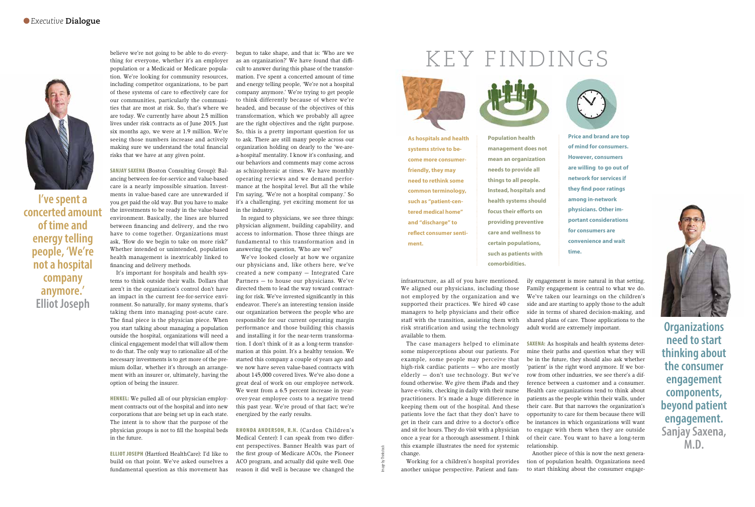believe we're not going to be able to do everything for everyone, whether it's an employer population or a Medicaid or Medicare population. We're looking for community resources, including competitor organizations, to be part of these systems of care to effectively care for our communities, particularly the communities that are most at risk. So, that's where we are today. We currently have about 2.5 million lives under risk contracts as of June 2015. Just six months ago, we were at 1.9 million. We're seeing those numbers increase and actively making sure we understand the total financial risks that we have at any given point.

**SANJAY SAXENA** (Boston Consulting Group): Balancing between fee-for-service and value-based care is a nearly impossible situation. Investments in value-based care are unrewarded if you get paid the old way. But you have to make the investments to be ready in the value-based environment. Basically, the lines are blurred between financing and delivery, and the two have to come together. Organizations must ask, 'How do we begin to take on more risk?' Whether intended or unintended, population health management is inextricably linked to financing and delivery methods.

It's important for hospitals and health systems to think outside their walls. Dollars that aren't in the organization's control don't have an impact in the current fee-for-service environment. So naturally, for many systems, that's taking them into managing post-acute care. The final piece is the physician piece. When you start talking about managing a population outside the hospital, organizations will need a clinical engagement model that will allow them to do that. The only way to rationalize all of the necessary investments is to get more of the premium dollar, whether it's through an arrangement with an insurer or, ultimately, having the option of being the insurer.

**HENKEL:** We pulled all of our physician employment contracts out of the hospital and into new corporations that are being set up in each state. The intent is to show that the purpose of the physician groups is not to fill the hospital beds in the future.

**ELLIOT JOSEPH** (Hartford HealthCare): I'd like to build on that point. We've asked ourselves a fundamental question as this movement has begun to take shape, and that is: 'Who are we as an organization?' We have found that difficult to answer during this phase of the transformation. I've spent a concerted amount of time and energy telling people, 'We're not a hospital company anymore.' We're trying to get people to think differently because of where we're headed, and because of the objectives of this transformation, which we probably all agree are the right objectives and the right purpose. So, this is a pretty important question for us to ask. There are still many people across our organization holding on dearly to the 'we-are-a-hospital' mentality. I know it's confusing, and our behaviors and comments may come across as schizophrenic at times. We have monthly operating reviews and we demand performance at the hospital level. But all the while I'm saying, 'We're not a hospital company.' So it's a challenging, yet exciting moment for us in the industry.

In regard to physicians, we see three things: physician alignment, building capability, and access to information. Those three things are fundamental to this transformation and in answering the question, 'Who are we?'

We've looked closely at how we organize our physicians and, like others here, we've created a new company — Integrated Care Partners — to house our physicians. We've directed them to lead the way toward contracting for risk. We've invested significantly in this endeavor. There's an interesting tension inside our organization between the people who are responsible for our current operating margin performance and those building this chassis and installing it for the near-term transformation. I don't think of it as a long-term transformation at this point. It's a healthy tension. We started this company a couple of years ago and we now have seven value-based contracts with about 145,000 covered lives. We've also done a great deal of work on our employee network. We went from a 6.5 percent increase in year-over-year employee costs to a negative trend this past year. We're proud of that fact; we're energized by the early results.

**RHONDA ANDERSON, R.N.** (Cardon Children's Medical Center): I can speak from two different perspectives. Banner Health was part of the first group of Medicare ACOs, the Pioneer ACO program, and actually did quite well. One reason it did well is because we changed the infrastructure, as all of you have mentioned. We aligned our physicians, including those not employed by the organization and we supported their practices. We hired 40 case managers to help physicians and their office staff with the transition, assisting them with risk stratification and using the technology available to them.

The case managers helped to eliminate some misperceptions about our patients. For example, some people may perceive that high-risk cardiac patients — who are mostly elderly — don't use technology. But we've found otherwise. We give them iPads and they have e-visits, checking in daily with their nurse practitioners. It's made a huge difference in keeping them out of the hospital. And these patients love the fact that they don't have to get in their cars and drive to a doctor's office and sit for hours. They do visit with a physician once a year for a thorough assessment. I think this example illustrates the need for systemic change.

Working for a children's hospital provides another unique perspective. Patient and family engagement is more natural in that setting. Family engagement is central to what we do. We've taken our learnings on the children's side and are starting to apply those to the adult side in terms of shared decision-making, and shared plans of care. Those applications to the adult world are extremely important.

**SAXENA:** As hospitals and health systems determine their paths and question what they will be in the future, they should also ask whether 'patient' is the right word anymore. If we borrow from other industries, we see there's a difference between a customer and a consumer. Health care organizations tend to think about patients as the people within their walls, under their care. But that narrows the organization's opportunity to care for them because there will be instances in which organizations will want to engage with them when they are outside of their care. You want to have a long-term relationship.

Another piece of this is now the next generation of population health. Organizations need to start thinking about the consumer engage-

**I've spent a concerted amount of time and energy telling people, 'We're not a hospital company anymore.'**
**Elliot Joseph**

# KEY FINDINGS

**As hospitals and health systems strive to become more consumer-friendly, they may need to rethink some common terminology, such as "patient-centered medical home" and "discharge" to reflect consumer sentiment.**

**Population health management does not mean an organization needs to provide all things to all people. Instead, hospitals and health systems should focus their efforts on providing preventive care and wellness to certain populations, such as patients with comorbidities.**

**Price and brand are top of mind for consumers. However, consumers are willing to go out of network for services if they find poor ratings among in-network physicians. Other important considerations for consumers are convenience and wait time.**

**Organizations need to start thinking about the consumer engagement components, beyond patient engagement.**
**Sanjay Saxena, M.D.**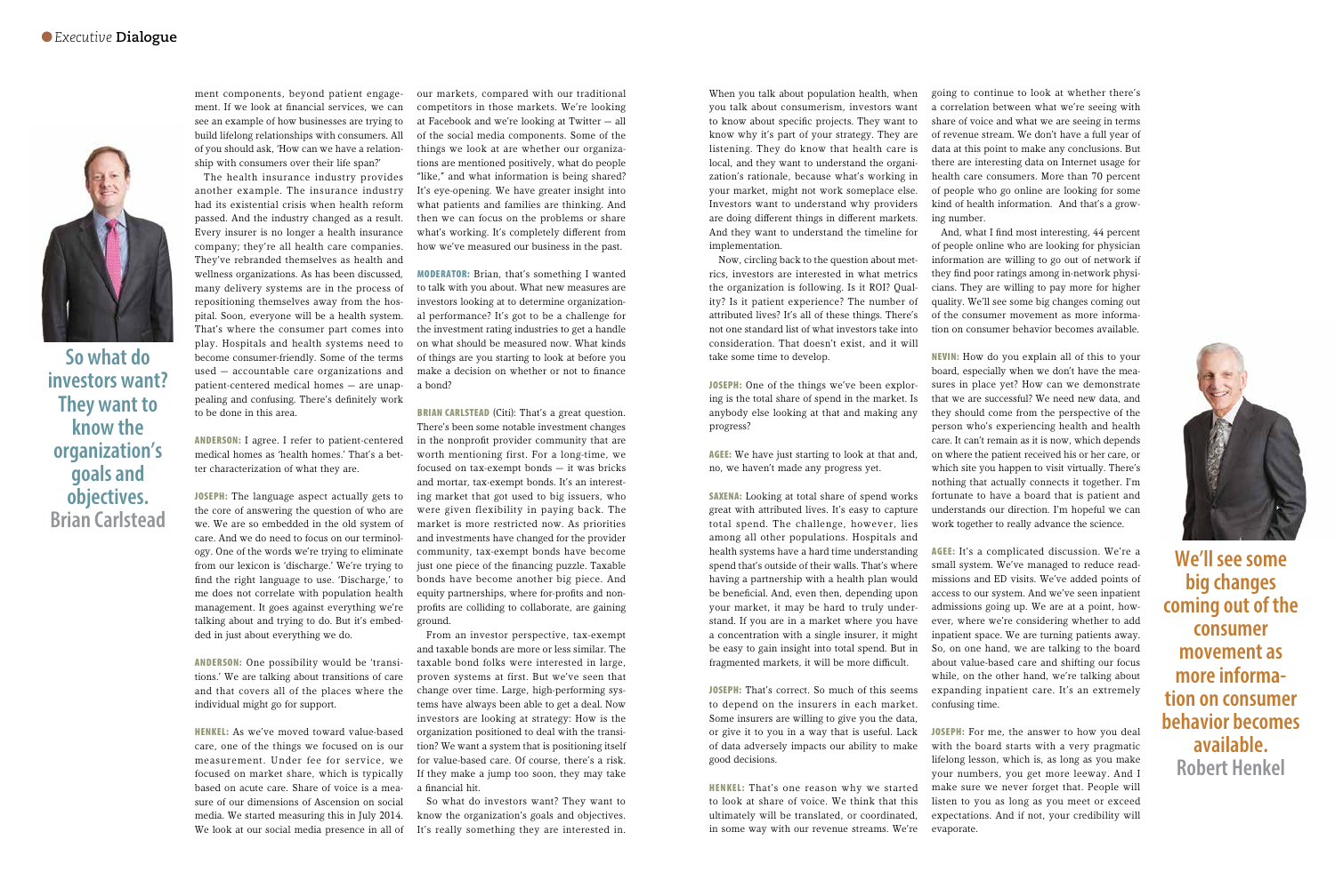ment components, beyond patient engagement. If we look at financial services, we can see an example of how businesses are trying to build lifelong relationships with consumers. All of you should ask, 'How can we have a relationship with consumers over their life span?'

The health insurance industry provides another example. The insurance industry had its existential crisis when health reform passed. And the industry changed as a result. Every insurer is no longer a health insurance company; they're all health care companies. They've rebranded themselves as health and wellness organizations. As has been discussed, many delivery systems are in the process of repositioning themselves away from the hospital. Soon, everyone will be a health system. That's where the consumer part comes into play. Hospitals and health systems need to become consumer-friendly. Some of the terms used — accountable care organizations and patient-centered medical homes — are unappealing and confusing. There's definitely work to be done in this area.

**ANDERSON:** I agree. I refer to patient-centered medical homes as 'health homes.' That's a better characterization of what they are.

**JOSEPH:** The language aspect actually gets to the core of answering the question of who are we. We are so embedded in the old system of care. And we do need to focus on our terminology. One of the words we're trying to eliminate from our lexicon is 'discharge.' We're trying to find the right language to use. 'Discharge,' to me does not correlate with population health management. It goes against everything we're talking about and trying to do. But it's embedded in just about everything we do.

**ANDERSON:** One possibility would be 'transitions.' We are talking about transitions of care and that covers all of the places where the individual might go for support.

**HENKEL:** As we've moved toward value-based care, one of the things we focused on is our measurement. Under fee for service, we focused on market share, which is typically based on acute care. Share of voice is a measure of our dimensions of Ascension on social media. We started measuring this in July 2014. We look at our social media presence in all of our markets, compared with our traditional competitors in those markets. We're looking at Facebook and we're looking at Twitter — all of the social media components. Some of the things we look at are whether our organizations are mentioned positively, what do people "like," and what information is being shared? It's eye-opening. We have greater insight into what patients and families are thinking. And then we can focus on the problems or share what's working. It's completely different from how we've measured our business in the past.

**So what do investors want? They want to know the organization's goals and objectives. Brian Carlstead**

**MODERATOR:** Brian, that's something I wanted to talk with you about. What new measures are investors looking at to determine organizational performance? It's got to be a challenge for the investment rating industries to get a handle on what should be measured now. What kinds of things are you starting to look at before you make a decision on whether or not to finance a bond?

**BRIAN CARLSTEAD** (Citi): That's a great question. There's been some notable investment changes in the nonprofit provider community that are worth mentioning first. For a long time, we focused on tax-exempt bonds — it was bricks and mortar, tax-exempt bonds. It's an interesting market that got used to big issuers, who were given flexibility in paying back. The market is more restricted now. As priorities and investments have changed for the provider community, tax-exempt bonds have become just one piece of the financing puzzle. Taxable bonds have become another big piece. And equity partnerships, where for-profits and nonprofits are colliding to collaborate, are gaining ground.

From an investor perspective, tax-exempt and taxable bonds are more or less similar. The taxable bond folks were interested in large, proven systems at first. But we've seen that change over time. Large, high-performing systems have always been able to get a deal. Now investors are looking at strategy: How is the organization positioned to deal with the transition? We want a system that is positioning itself for value-based care. Of course, there's a risk. If they make a jump too soon, they may take a financial hit.

So what do investors want? They want to know the organization's goals and objectives. It's really something they are interested in. When you talk about population health, when you talk about consumerism, investors want to know about specific projects. They want to know why it's part of your strategy. They are listening. They do know that health care is local, and they want to understand the organization's rationale, because what's working in your market, might not work someplace else. Investors want to understand why providers are doing different things in different markets. And they want to understand the timeline for implementation.

Now, circling back to the question about metrics, investors are interested in what metrics the organization is following. Is it ROI? Quality? Is it patient experience? The number of attributed lives? It's all of these things. There's not one standard list of what investors take into consideration. That doesn't exist, and it will take some time to develop.

**JOSEPH:** One of the things we've been exploring is the total share of spend in the market. Is anybody else looking at that and making any progress?

**AGEE:** We have just starting to look at that and, no, we haven't made any progress yet.

**SAXENA:** Looking at total share of spend works great with attributed lives. It's easy to capture total spend. The challenge, however, lies among all other populations. Hospitals and health systems have a hard time understanding spend that's outside of their walls. That's where having a partnership with a health plan would be beneficial. And, even then, depending upon your market, it may be hard to truly understand. If you are in a market where you have a concentration with a single insurer, it might be easy to gain insight into total spend. But in fragmented markets, it will be more difficult.

**JOSEPH:** That's correct. So much of this seems to depend on the insurers in each market. Some insurers are willing to give you the data, or give it to you in a way that is useful. Lack of data adversely impacts our ability to make good decisions.

**HENKEL:** That's one reason why we started to look at share of voice. We think that this ultimately will be translated, or coordinated, in some way with our revenue streams. We're going to continue to look at whether there's a correlation between what we're seeing with share of voice and what we are seeing in terms of revenue stream. We don't have a full year of data at this point to make any conclusions. But there are interesting data on Internet usage for health care consumers. More than 70 percent of people who go online are looking for some kind of health information. And that's a growing number.

And, what I find most interesting, 44 percent of people online who are looking for physician information are willing to go out of network if they find poor ratings among in-network physicians. They are willing to pay more for higher quality. We'll see some big changes coming out of the consumer movement as more information on consumer behavior becomes available.

**NEVIN:** How do you explain all of this to your board, especially when we don't have the measures in place yet? How can we demonstrate that we are successful? We need new data, and they should come from the perspective of the person who's experiencing health and health care. It can't remain as it is now, which depends on where the patient received his or her care, or which site you happen to visit virtually. There's nothing that actually connects it together. I'm fortunate to have a board that is patient and understands our direction. I'm hopeful we can work together to really advance the science.

**We'll see some big changes coming out of the consumer movement as more information on consumer behavior becomes available. Robert Henkel**

**AGEE:** It's a complicated discussion. We're a small system. We've managed to reduce readmissions and ED visits. We've added points of access to our system. And we've seen inpatient admissions going up. We are at a point, however, where we're considering whether to add inpatient space. We are turning patients away. So, on one hand, we are talking to the board about value-based care and shifting our focus while, on the other hand, we're talking about expanding inpatient care. It's an extremely confusing time.

**JOSEPH:** For me, the answer to how you deal with the board starts with a very pragmatic lifelong lesson, which is, as long as you make your numbers, you get more leeway. And I make sure we never forget that. People will listen to you as long as you meet or exceed expectations. And if not, your credibility will evaporate.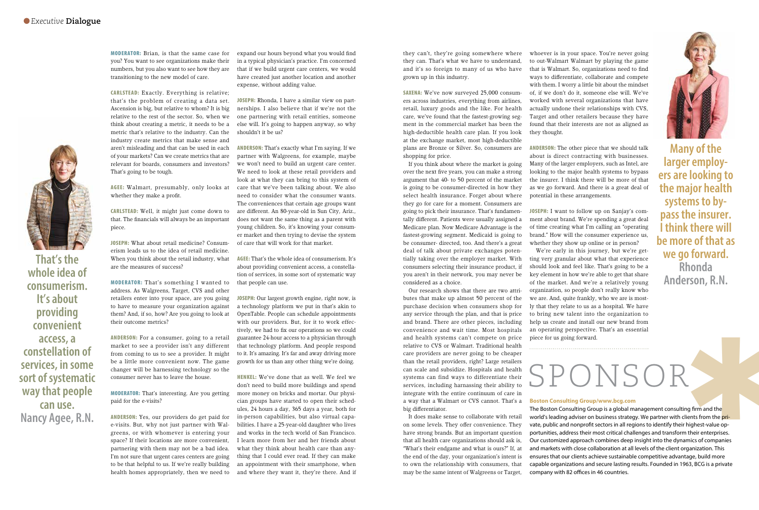**MODERATOR:** Brian, is that the same case for you? You want to see organizations make their numbers, but you also want to see how they are transitioning to the new model of care.

**CARLSTEAD:** Exactly. Everything is relative; that's the problem of creating a data set. Ascension is big, but relative to whom? It is big relative to the rest of the sector. So, when we think about creating a metric, it needs to be a metric that's relative to the industry. Can the industry create metrics that make sense and aren't misleading and that can be used in each of your markets? Can we create metrics that are relevant for boards, consumers and investors? That's going to be tough.

**AGEE:** Walmart, presumably, only looks at whether they make a profit.

**CARLSTEAD:** Well, it might just come down to that. The financials will always be an important piece.

**JOSEPH:** What about retail medicine? Consumerism leads us to the idea of retail medicine. When you think about the retail industry, what are the measures of success?

**MODERATOR:** That's something I wanted to address. As Walgreens, Target, CVS and other retailers enter into your space, are you going to have to measure your organization against them? And, if so, how? Are you going to look at their outcome metrics?

**ANDERSON:** For a consumer, going to a retail market to see a provider isn't any different from coming to us to see a provider. It might be a little more convenient now. The game changer will be harnessing technology so the consumer never has to leave the house.

**MODERATOR:** That's interesting. Are you getting paid for the e-visits?

**ANDERSON:** Yes, our providers do get paid for e-visits. But, why not just partner with Walgreens, or with whomever is entering your space? If their locations are more convenient, partnering with them may not be a bad idea. I'm not sure that urgent cares centers are going to be that helpful to us. If we're really building health homes appropriately, then we need to expand our hours beyond what you would find in a typical physician's practice. I'm concerned that if we build urgent care centers, we would have created just another location and another expense, without adding value.

**JOSEPH:** Rhonda, I have a similar view on partnerships. I also believe that if we're not the one partnering with retail entities, someone else will. It's going to happen anyway, so why shouldn't it be us?

**ANDERSON:** That's exactly what I'm saying. If we partner with Walgreens, for example, maybe we won't need to build an urgent care center. We need to look at these retail providers and look at what they can bring to this system of care that we've been talking about. We also need to consider what the consumer wants. The conveniences that certain age groups want are different. An 80-year-old in Sun City, Ariz., does not want the same thing as a parent with young children. So, it's knowing your consumer market and then trying to devise the system of care that will work for that market.

**AGEE:** That's the whole idea of consumerism. It's about providing convenient access, a constellation of services, in some sort of systematic way that people can use.

**JOSEPH:** Our largest growth engine, right now, is a technology platform we put in that's akin to OpenTable. People can schedule appointments with our providers. But, for it to work effectively, we had to fix our operations so we could guarantee 24-hour access to a physician through that technology platform. And people respond to it. It's amazing. It's far and away driving more growth for us than any other thing we're doing.

**HENKEL:** We've done that as well. We feel we don't need to build more buildings and spend more money on bricks and mortar. Our physician groups have started to open their schedules, 24 hours a day, 365 days a year, both for in-person capabilities, but also virtual capabilities. I have a 25-year-old daughter who lives and works in the tech world of San Francisco. I learn more from her and her friends about what they think about health care than anything that I could ever read. If they can make an appointment with their smartphone, when and where they want it, they're there. And if they can't, they're going somewhere where they can. That's what we have to understand, and it's so foreign to many of us who have grown up in this industry.

**That's the whole idea of consumerism. It's about providing convenient access, a constellation of services, in some sort of systematic way that people can use.**
**Nancy Agee, R.N.**

**SAXENA:** We've now surveyed 25,000 consumers across industries, everything from airlines, retail, luxury goods and the like. For health care, we've found that the fastest-growing segment in the commercial market has been the high-deductible health care plan. If you look at the exchange market, most high-deductible plans are Bronze or Silver. So, consumers are shopping for price.

If you think about where the market is going over the next five years, you can make a strong argument that 40- to 50 percent of the market is going to be consumer-directed in how they select health insurance. Forget about where they go for care for a moment. Consumers are going to pick their insurance. That's fundamentally different. Patients were usually assigned a Medicare plan. Now Medicare Advantage is the fastest-growing segment. Medicaid is going to be consumer- directed, too. And there's a great deal of talk about private exchanges potentially taking over the employer market. With consumers selecting their insurance product, if you aren't in their network, you may never be considered as a choice.

Our research shows that there are two attributes that make up almost 50 percent of the purchase decision when consumers shop for any service through the plan, and that is price and brand. There are other pieces, including convenience and wait time. Most hospitals and health systems can't compete on price relative to CVS or Walmart. Traditional health care providers are never going to be cheaper than the retail providers, right? Large retailers can scale and subsidize. Hospitals and health systems can find ways to differentiate their services, including harnassing their ability to integrate with the entire continuum of care in a way that a Walmart or CVS cannot. That's a big differentiator.

It does make sense to collaborate with retail on some levels. They offer convenience. They have strong brands. But an important question that all health care organizations should ask is, "What's their endgame and what is ours?" If, at the end of the day, your organization's intent is to own the relationship with consumers, that may be the same intent of Walgreens or Target, whoever is in your space. You're never going to out-Walmart Walmart by playing the game that is Walmart. So, organizations need to find ways to differentiate, collaborate and compete with them. I worry a little bit about the mindset of, if we don't do it, someone else will. We've worked with several organizations that have actually undone their relationships with CVS, Target and other retailers because they have found that their interests are not as aligned as they thought.

**ANDERSON:** The other piece that we should talk about is direct contracting with businesses. Many of the larger employers, such as Intel, are looking to the major health systems to bypass the insurer. I think there will be more of that as we go forward. And there is a great deal of potential in these arrangements.

**JOSEPH:** I want to follow up on Sanjay's comment about brand. We're spending a great deal of time creating what I'm calling an "operating brand." How will the consumer experience us, whether they show up online or in person?

We're early in this journey, but we're getting very granular about what that experience should look and feel like. That's going to be a key element in how we're able to get that share of the market. And we're a relatively young organization, so people don't really know who we are. And, quite frankly, who we are is mostly that they relate to us as a hospital. We have to bring new talent into the organization to help us create and install our new brand from an operating perspective. That's an essential piece for us going forward.

**Many of the larger employers are looking to the major health systems to bypass the insurer. I think there will be more of that as we go forward.**
**Rhonda Anderson, R.N.**

# SPONSOR

**Boston Consulting Group/www.bcg.com**

The Boston Consulting Group is a global management consulting firm and the world's leading adviser on business strategy. We partner with clients from the private, public and nonprofit sectors in all regions to identify their highest-value opportunities, address their most critical challenges and transform their enterprises. Our customized approach combines deep insight into the dynamics of companies and markets with close collaboration at all levels of the client organization. This ensures that our clients achieve sustainable competitive advantage, build more capable organizations and secure lasting results. Founded in 1963, BCG is a private company with 82 offices in 46 countries.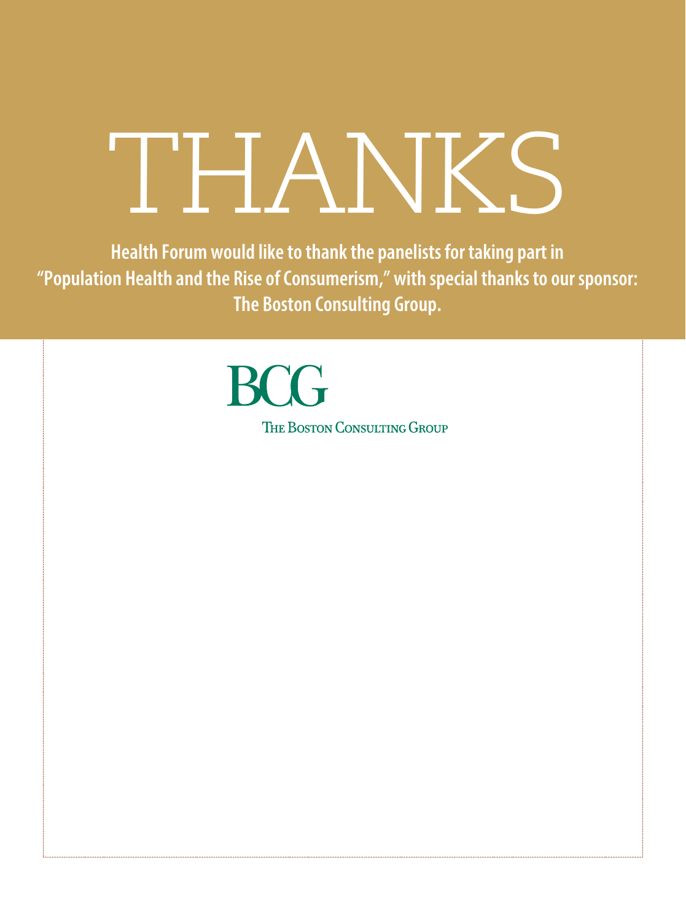# THANKS

**Health Forum would like to thank the panelists for taking part in "Population Health and the Rise of Consumerism," with special thanks to our sponsor: The Boston Consulting Group.**

BCG

THE BOSTON CONSULTING GROUP